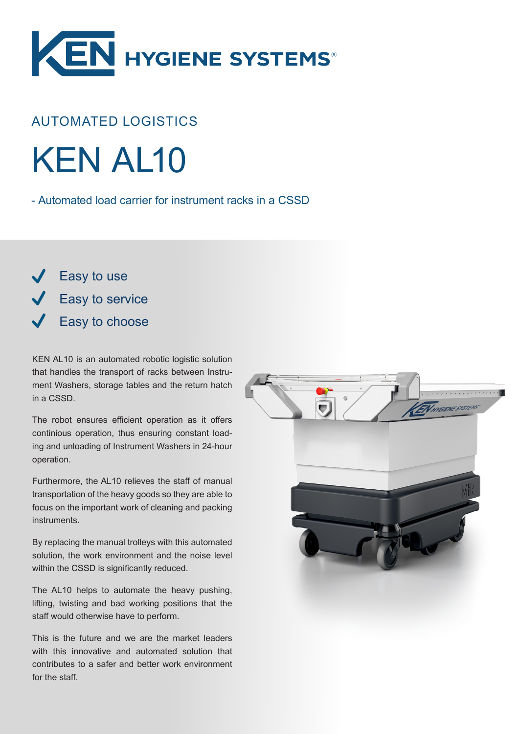KEN HYGIENE SYSTEMS®

AUTOMATED LOGISTICS

# KEN AL10

- Automated load carrier for instrument racks in a CSSD

- ✔ Easy to use
- ✔ Easy to service
- ✔ Easy to choose

KEN AL10 is an automated robotic logistic solution that handles the transport of racks between Instrument Washers, storage tables and the return hatch in a CSSD.

The robot ensures efficient operation as it offers continious operation, thus ensuring constant loading and unloading of Instrument Washers in 24-hour operation.

Furthermore, the AL10 relieves the staff of manual transportation of the heavy goods so they are able to focus on the important work of cleaning and packing instruments.

By replacing the manual trolleys with this automated solution, the work environment and the noise level within the CSSD is significantly reduced.

The AL10 helps to automate the heavy pushing, lifting, twisting and bad working positions that the staff would otherwise have to perform.

This is the future and we are the market leaders with this innovative and automated solution that contributes to a safer and better work environment for the staff.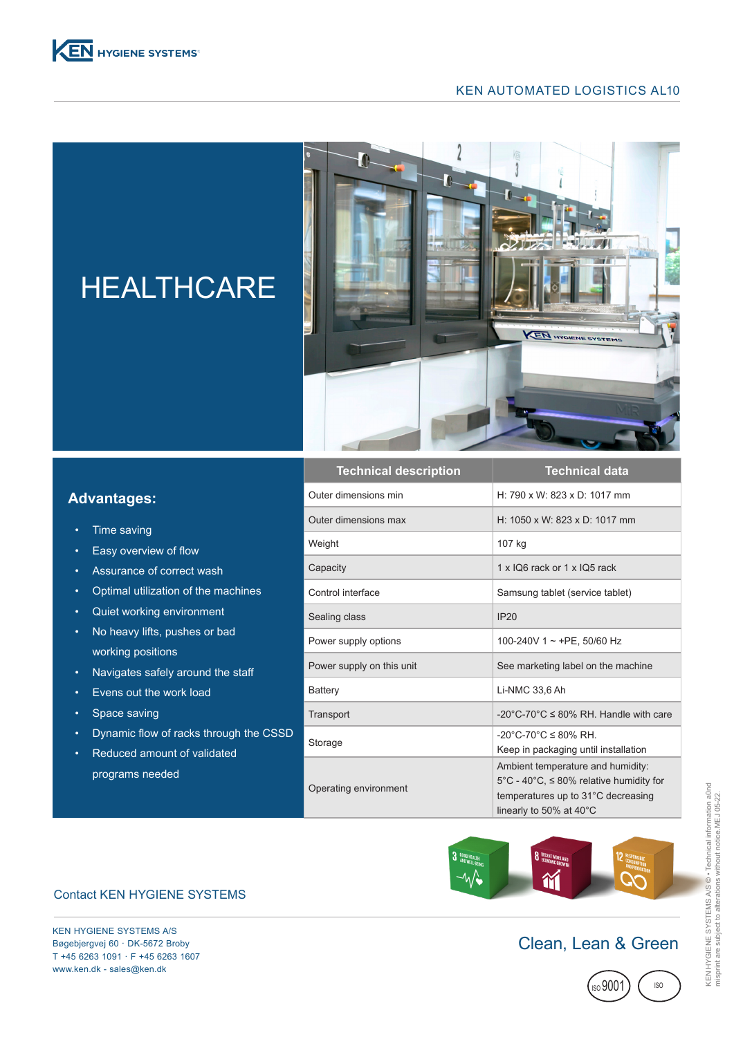KEN HYGIENE SYSTEMS

KEN AUTOMATED LOGISTICS AL10

# HEALTHCARE

## Advantages:

- Time saving
- Easy overview of flow
- Assurance of correct wash
- Optimal utilization of the machines
- Quiet working environment
- No heavy lifts, pushes or bad working positions
- Navigates safely around the staff
- Evens out the work load
- Space saving
- Dynamic flow of racks through the CSSD
- Reduced amount of validated programs needed

| Technical description | Technical data |
|---|---|
| Outer dimensions min | H: 790 x W: 823 x D: 1017 mm |
| Outer dimensions max | H: 1050 x W: 823 x D: 1017 mm |
| Weight | 107 kg |
| Capacity | 1 x IQ6 rack or 1 x IQ5 rack |
| Control interface | Samsung tablet (service tablet) |
| Sealing class | IP20 |
| Power supply options | 100-240V 1 ~ +PE, 50/60 Hz |
| Power supply on this unit | See marketing label on the machine |
| Battery | Li-NMC 33,6 Ah |
| Transport | -20°C-70°C ≤ 80% RH. Handle with care |
| Storage | -20°C-70°C ≤ 80% RH. Keep in packaging until installation |
| Operating environment | Ambient temperature and humidity: 5°C - 40°C, ≤ 80% relative humidity for temperatures up to 31°C decreasing linearly to 50% at 40°C |

Contact KEN HYGIENE SYSTEMS

KEN HYGIENE SYSTEMS A/S
Bøgebjergvej 60 · DK-5672 Broby
T +45 6263 1091 · F +45 6263 1607
www.ken.dk - sales@ken.dk

Clean, Lean & Green

ISO 9001 ISO

KEN HYGIENE SYSTEMS A/S © • Technical information and misprint are subject to alterations without notice.MEJ 05-22.